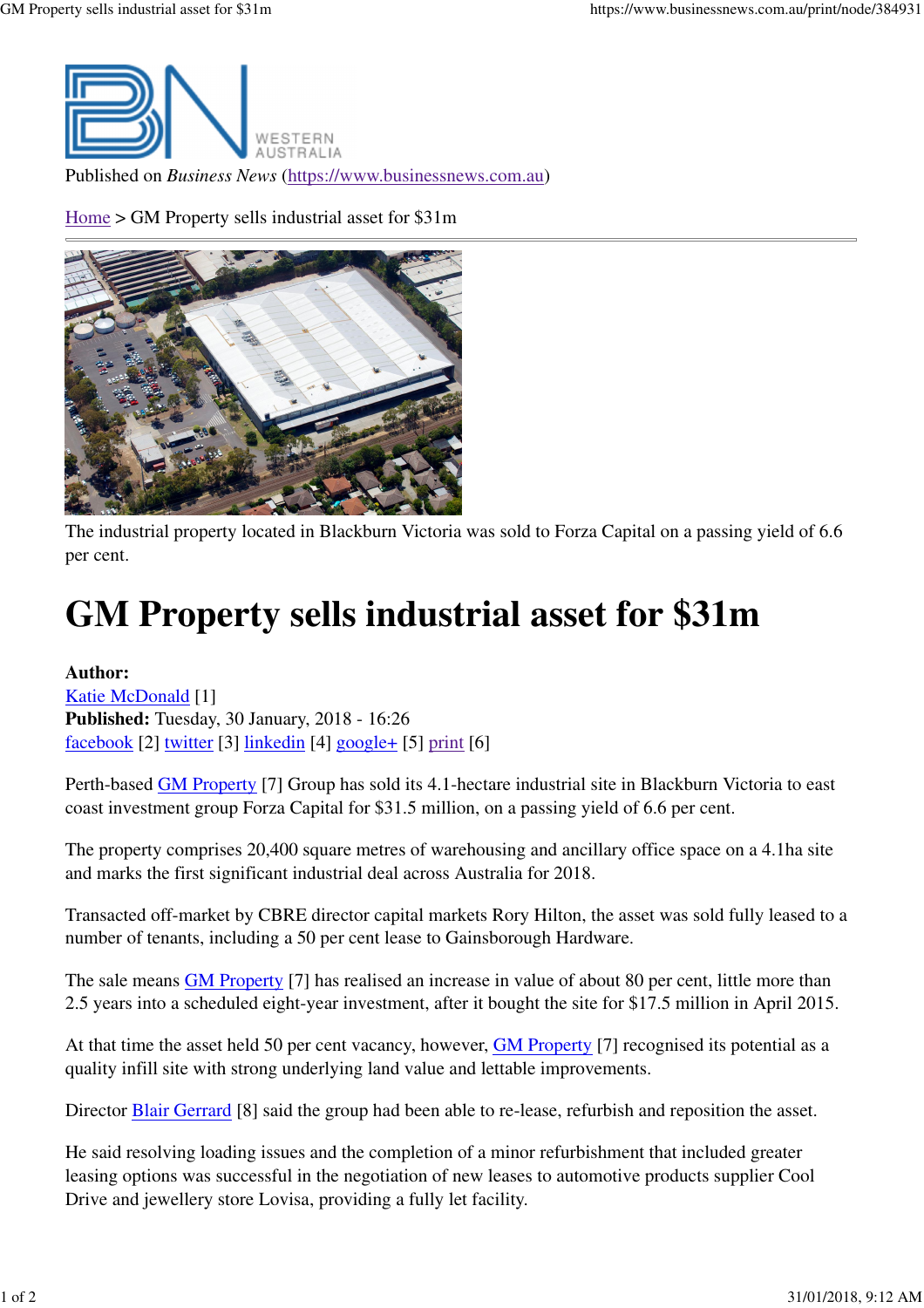Published on *Business News* (https://www.businessnews.com.au)

Home > GM Property sells industrial asset for $31m

The industrial property located in Blackburn Victoria was sold to Forza Capital on a passing yield of 6.6 per cent.

# GM Property sells industrial asset for $31m

**Author:**
Katie McDonald [1]
**Published:** Tuesday, 30 January, 2018 - 16:26
facebook [2] twitter [3] linkedin [4] google+ [5] print [6]

Perth-based GM Property [7] Group has sold its 4.1-hectare industrial site in Blackburn Victoria to east coast investment group Forza Capital for $31.5 million, on a passing yield of 6.6 per cent.

The property comprises 20,400 square metres of warehousing and ancillary office space on a 4.1ha site and marks the first significant industrial deal across Australia for 2018.

Transacted off-market by CBRE director capital markets Rory Hilton, the asset was sold fully leased to a number of tenants, including a 50 per cent lease to Gainsborough Hardware.

The sale means GM Property [7] has realised an increase in value of about 80 per cent, little more than 2.5 years into a scheduled eight-year investment, after it bought the site for $17.5 million in April 2015.

At that time the asset held 50 per cent vacancy, however, GM Property [7] recognised its potential as a quality infill site with strong underlying land value and lettable improvements.

Director Blair Gerrard [8] said the group had been able to re-lease, refurbish and reposition the asset.

He said resolving loading issues and the completion of a minor refurbishment that included greater leasing options was successful in the negotiation of new leases to automotive products supplier Cool Drive and jewellery store Lovisa, providing a fully let facility.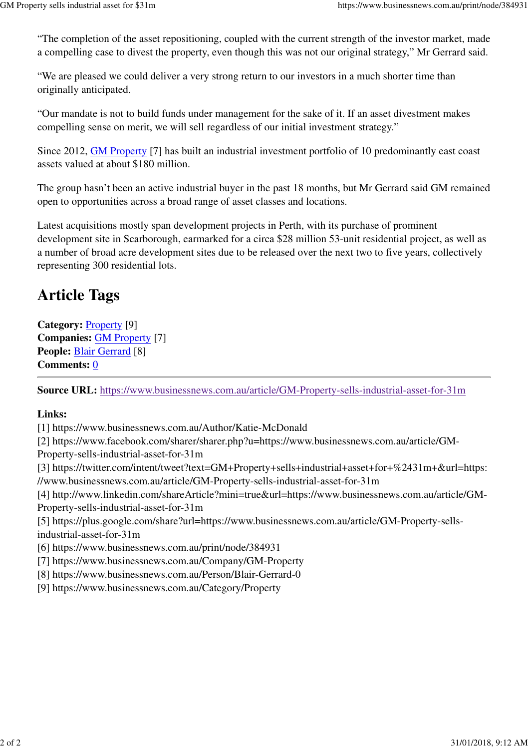"The completion of the asset repositioning, coupled with the current strength of the investor market, made a compelling case to divest the property, even though this was not our original strategy," Mr Gerrard said.

"We are pleased we could deliver a very strong return to our investors in a much shorter time than originally anticipated.

"Our mandate is not to build funds under management for the sake of it. If an asset divestment makes compelling sense on merit, we will sell regardless of our initial investment strategy."

Since 2012, GM Property [7] has built an industrial investment portfolio of 10 predominantly east coast assets valued at about $180 million.

The group hasn't been an active industrial buyer in the past 18 months, but Mr Gerrard said GM remained open to opportunities across a broad range of asset classes and locations.

Latest acquisitions mostly span development projects in Perth, with its purchase of prominent development site in Scarborough, earmarked for a circa $28 million 53-unit residential project, as well as a number of broad acre development sites due to be released over the next two to five years, collectively representing 300 residential lots.

## Article Tags

**Category:** Property [9]
**Companies:** GM Property [7]
**People:** Blair Gerrard [8]
**Comments:** 0

---

**Source URL:** https://www.businessnews.com.au/article/GM-Property-sells-industrial-asset-for-31m

**Links:**
[1] https://www.businessnews.com.au/Author/Katie-McDonald
[2] https://www.facebook.com/sharer/sharer.php?u=https://www.businessnews.com.au/article/GM-Property-sells-industrial-asset-for-31m
[3] https://twitter.com/intent/tweet?text=GM+Property+sells+industrial+asset+for+%2431m+&url=https://www.businessnews.com.au/article/GM-Property-sells-industrial-asset-for-31m
[4] http://www.linkedin.com/shareArticle?mini=true&url=https://www.businessnews.com.au/article/GM-Property-sells-industrial-asset-for-31m
[5] https://plus.google.com/share?url=https://www.businessnews.com.au/article/GM-Property-sells-industrial-asset-for-31m
[6] https://www.businessnews.com.au/print/node/384931
[7] https://www.businessnews.com.au/Company/GM-Property
[8] https://www.businessnews.com.au/Person/Blair-Gerrard-0
[9] https://www.businessnews.com.au/Category/Property